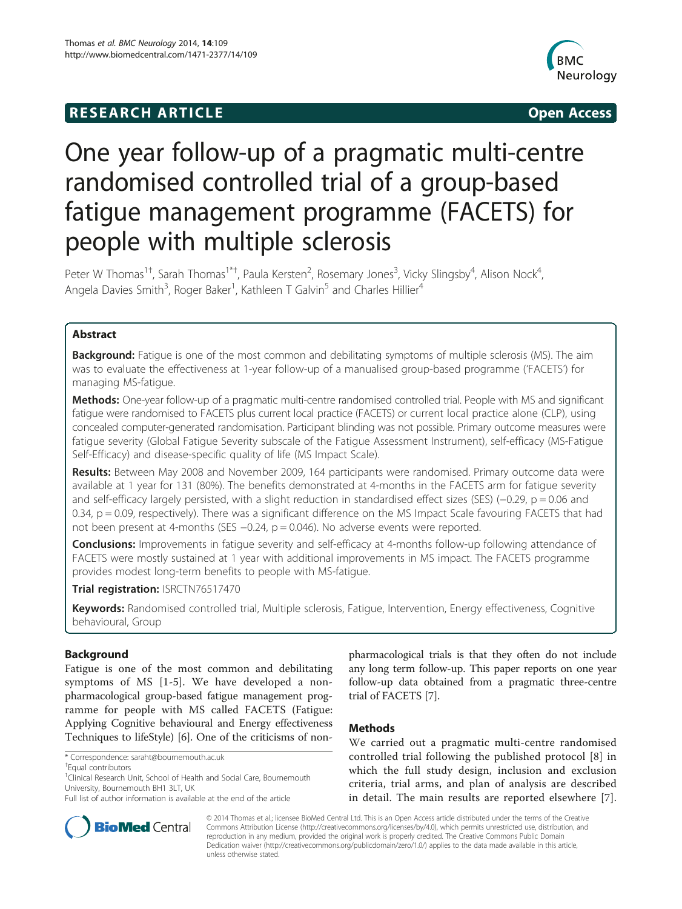**RESEARCH ARTICLE** **Open Access**

# One year follow-up of a pragmatic multi-centre randomised controlled trial of a group-based fatigue management programme (FACETS) for people with multiple sclerosis

Peter W Thomas[1†], Sarah Thomas[1*†], Paula Kersten[2], Rosemary Jones[3], Vicky Slingsby[4], Alison Nock[4], Angela Davies Smith[3], Roger Baker[1], Kathleen T Galvin[5] and Charles Hillier[4]

## Abstract

**Background:** Fatigue is one of the most common and debilitating symptoms of multiple sclerosis (MS). The aim was to evaluate the effectiveness at 1-year follow-up of a manualised group-based programme ('FACETS') for managing MS-fatigue.

**Methods:** One-year follow-up of a pragmatic multi-centre randomised controlled trial. People with MS and significant fatigue were randomised to FACETS plus current local practice (FACETS) or current local practice alone (CLP), using concealed computer-generated randomisation. Participant blinding was not possible. Primary outcome measures were fatigue severity (Global Fatigue Severity subscale of the Fatigue Assessment Instrument), self-efficacy (MS-Fatigue Self-Efficacy) and disease-specific quality of life (MS Impact Scale).

**Results:** Between May 2008 and November 2009, 164 participants were randomised. Primary outcome data were available at 1 year for 131 (80%). The benefits demonstrated at 4-months in the FACETS arm for fatigue severity and self-efficacy largely persisted, with a slight reduction in standardised effect sizes (SES) (−0.29, $p = 0.06$ and 0.34, $p = 0.09$, respectively). There was a significant difference on the MS Impact Scale favouring FACETS that had not been present at 4-months (SES −0.24, $p = 0.046$). No adverse events were reported.

**Conclusions:** Improvements in fatigue severity and self-efficacy at 4-months follow-up following attendance of FACETS were mostly sustained at 1 year with additional improvements in MS impact. The FACETS programme provides modest long-term benefits to people with MS-fatigue.

**Trial registration:** ISRCTN76517470

**Keywords:** Randomised controlled trial, Multiple sclerosis, Fatigue, Intervention, Energy effectiveness, Cognitive behavioural, Group

## Background

Fatigue is one of the most common and debilitating symptoms of MS [1-5]. We have developed a non-pharmacological group-based fatigue management programme for people with MS called FACETS (Fatigue: Applying Cognitive behavioural and Energy effectiveness Techniques to lifeStyle) [6]. One of the criticisms of non-pharmacological trials is that they often do not include any long term follow-up. This paper reports on one year follow-up data obtained from a pragmatic three-centre trial of FACETS [7].

## Methods

We carried out a pragmatic multi-centre randomised controlled trial following the published protocol [8] in which the full study design, inclusion and exclusion criteria, trial arms, and plan of analysis are described in detail. The main results are reported elsewhere [7].

\* Correspondence: saraht@bournemouth.ac.uk
†Equal contributors
[1]Clinical Research Unit, School of Health and Social Care, Bournemouth University, Bournemouth BH1 3LT, UK
Full list of author information is available at the end of the article

© 2014 Thomas et al.; licensee BioMed Central Ltd. This is an Open Access article distributed under the terms of the Creative Commons Attribution License (http://creativecommons.org/licenses/by/4.0), which permits unrestricted use, distribution, and reproduction in any medium, provided the original work is properly credited. The Creative Commons Public Domain Dedication waiver (http://creativecommons.org/publicdomain/zero/1.0/) applies to the data made available in this article, unless otherwise stated.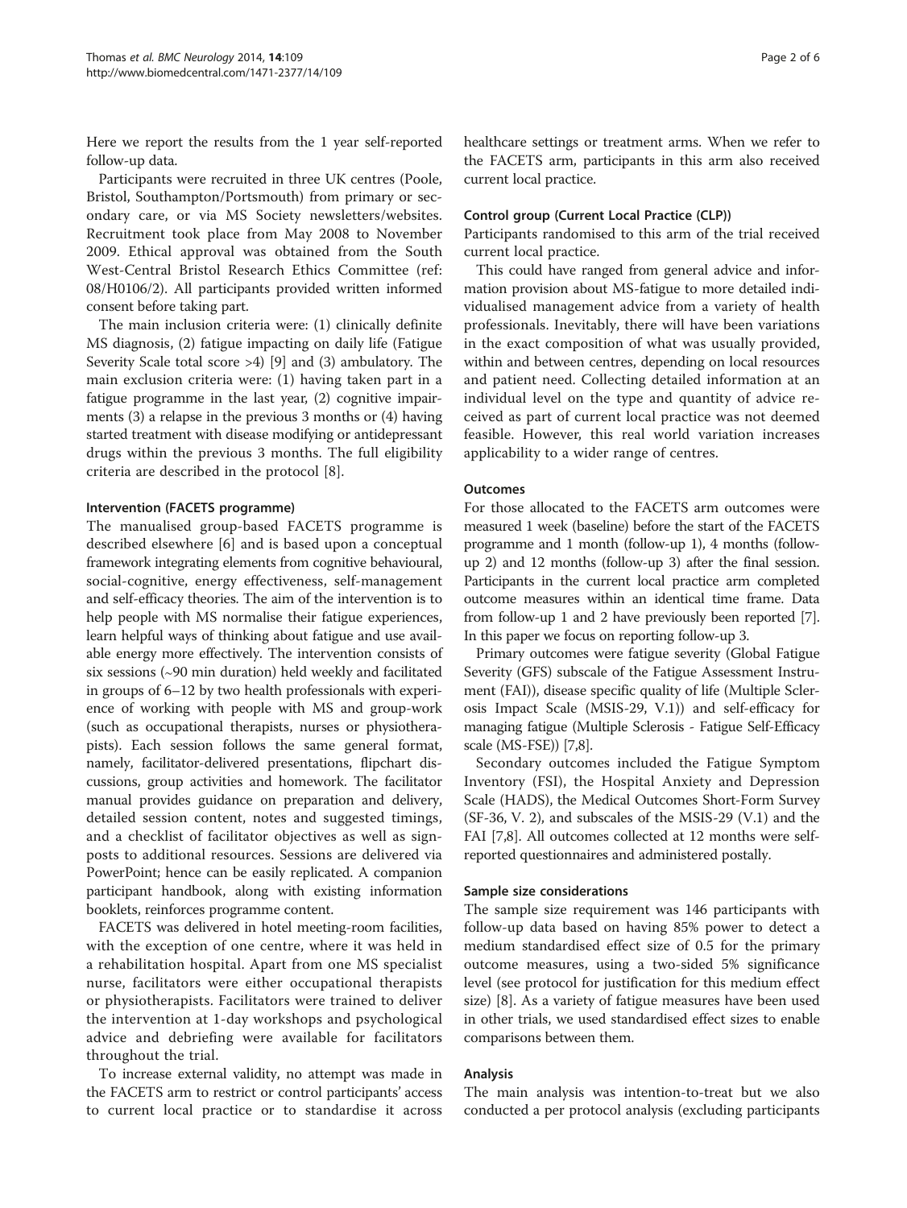Here we report the results from the 1 year self-reported follow-up data.

Participants were recruited in three UK centres (Poole, Bristol, Southampton/Portsmouth) from primary or secondary care, or via MS Society newsletters/websites. Recruitment took place from May 2008 to November 2009. Ethical approval was obtained from the South West-Central Bristol Research Ethics Committee (ref: 08/H0106/2). All participants provided written informed consent before taking part.

The main inclusion criteria were: (1) clinically definite MS diagnosis, (2) fatigue impacting on daily life (Fatigue Severity Scale total score >4) [9] and (3) ambulatory. The main exclusion criteria were: (1) having taken part in a fatigue programme in the last year, (2) cognitive impairments (3) a relapse in the previous 3 months or (4) having started treatment with disease modifying or antidepressant drugs within the previous 3 months. The full eligibility criteria are described in the protocol [8].

### Intervention (FACETS programme)

The manualised group-based FACETS programme is described elsewhere [6] and is based upon a conceptual framework integrating elements from cognitive behavioural, social-cognitive, energy effectiveness, self-management and self-efficacy theories. The aim of the intervention is to help people with MS normalise their fatigue experiences, learn helpful ways of thinking about fatigue and use available energy more effectively. The intervention consists of six sessions (~90 min duration) held weekly and facilitated in groups of 6–12 by two health professionals with experience of working with people with MS and group-work (such as occupational therapists, nurses or physiotherapists). Each session follows the same general format, namely, facilitator-delivered presentations, flipchart discussions, group activities and homework. The facilitator manual provides guidance on preparation and delivery, detailed session content, notes and suggested timings, and a checklist of facilitator objectives as well as signposts to additional resources. Sessions are delivered via PowerPoint; hence can be easily replicated. A companion participant handbook, along with existing information booklets, reinforces programme content.

FACETS was delivered in hotel meeting-room facilities, with the exception of one centre, where it was held in a rehabilitation hospital. Apart from one MS specialist nurse, facilitators were either occupational therapists or physiotherapists. Facilitators were trained to deliver the intervention at 1-day workshops and psychological advice and debriefing were available for facilitators throughout the trial.

To increase external validity, no attempt was made in the FACETS arm to restrict or control participants' access to current local practice or to standardise it across healthcare settings or treatment arms. When we refer to the FACETS arm, participants in this arm also received current local practice.

### Control group (Current Local Practice (CLP))

Participants randomised to this arm of the trial received current local practice.

This could have ranged from general advice and information provision about MS-fatigue to more detailed individualised management advice from a variety of health professionals. Inevitably, there will have been variations in the exact composition of what was usually provided, within and between centres, depending on local resources and patient need. Collecting detailed information at an individual level on the type and quantity of advice received as part of current local practice was not deemed feasible. However, this real world variation increases applicability to a wider range of centres.

### Outcomes

For those allocated to the FACETS arm outcomes were measured 1 week (baseline) before the start of the FACETS programme and 1 month (follow-up 1), 4 months (follow-up 2) and 12 months (follow-up 3) after the final session. Participants in the current local practice arm completed outcome measures within an identical time frame. Data from follow-up 1 and 2 have previously been reported [7]. In this paper we focus on reporting follow-up 3.

Primary outcomes were fatigue severity (Global Fatigue Severity (GFS) subscale of the Fatigue Assessment Instrument (FAI)), disease specific quality of life (Multiple Sclerosis Impact Scale (MSIS-29, V.1)) and self-efficacy for managing fatigue (Multiple Sclerosis - Fatigue Self-Efficacy scale (MS-FSE)) [7,8].

Secondary outcomes included the Fatigue Symptom Inventory (FSI), the Hospital Anxiety and Depression Scale (HADS), the Medical Outcomes Short-Form Survey (SF-36, V. 2), and subscales of the MSIS-29 (V.1) and the FAI [7,8]. All outcomes collected at 12 months were self-reported questionnaires and administered postally.

### Sample size considerations

The sample size requirement was 146 participants with follow-up data based on having 85% power to detect a medium standardised effect size of 0.5 for the primary outcome measures, using a two-sided 5% significance level (see protocol for justification for this medium effect size) [8]. As a variety of fatigue measures have been used in other trials, we used standardised effect sizes to enable comparisons between them.

### Analysis

The main analysis was intention-to-treat but we also conducted a per protocol analysis (excluding participants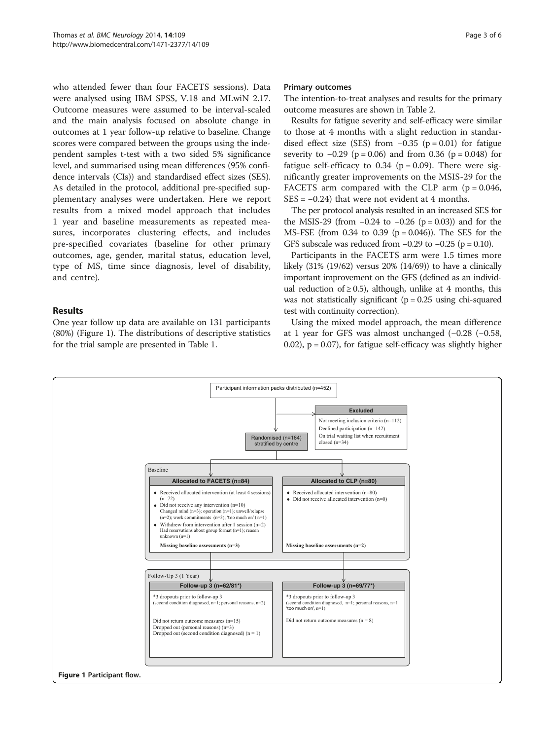who attended fewer than four FACETS sessions). Data were analysed using IBM SPSS, V.18 and MLwiN 2.17. Outcome measures were assumed to be interval-scaled and the main analysis focused on absolute change in outcomes at 1 year follow-up relative to baseline. Change scores were compared between the groups using the independent samples t-test with a two sided 5% significance level, and summarised using mean differences (95% confidence intervals (CIs)) and standardised effect sizes (SES). As detailed in the protocol, additional pre-specified supplementary analyses were undertaken. Here we report results from a mixed model approach that includes 1 year and baseline measurements as repeated measures, incorporates clustering effects, and includes pre-specified covariates (baseline for other primary outcomes, age, gender, marital status, education level, type of MS, time since diagnosis, level of disability, and centre).

## Results

One year follow up data are available on 131 participants (80%) (Figure 1). The distributions of descriptive statistics for the trial sample are presented in Table 1.

### Primary outcomes

The intention-to-treat analyses and results for the primary outcome measures are shown in Table 2.

Results for fatigue severity and self-efficacy were similar to those at 4 months with a slight reduction in standardised effect size (SES) from −0.35 ($p = 0.01$) for fatigue severity to −0.29 ($p = 0.06$) and from 0.36 ($p = 0.048$) for fatigue self-efficacy to 0.34 ($p = 0.09$). There were significantly greater improvements on the MSIS-29 for the FACETS arm compared with the CLP arm ($p = 0.046$, SES = −0.24) that were not evident at 4 months.

The per protocol analysis resulted in an increased SES for the MSIS-29 (from −0.24 to −0.26 ($p = 0.03$)) and for the MS-FSE (from 0.34 to 0.39 ($p = 0.046$)). The SES for the GFS subscale was reduced from −0.29 to −0.25 ($p = 0.10$).

Participants in the FACETS arm were 1.5 times more likely (31% (19/62) versus 20% (14/69)) to have a clinically important improvement on the GFS (defined as an individual reduction of ≥ 0.5), although, unlike at 4 months, this was not statistically significant ($p = 0.25$ using chi-squared test with continuity correction).

Using the mixed model approach, the mean difference at 1 year for GFS was almost unchanged (−0.28 (−0.58, 0.02), $p = 0.07$), for fatigue self-efficacy was slightly higher

Participant information packs distributed (n=452)

Excluded
- Not meeting inclusion criteria (n=112)
- Declined participation (n=142)
- On trial waiting list when recruitment closed (n=34)

Randomised (n=164) stratified by centre

Baseline

**Allocated to FACETS (n=84)**
- Received allocated intervention (at least 4 sessions) (n=72)
- Did not receive any intervention (n=10)
  Changed mind (n=3); operation (n=1); unwell/relapse (n=2); work commitments (n=3); 'too much on' (n=1)
- Withdrew from intervention after 1 session (n=2)
  Had reservations about group format (n=1); reason unknown (n=1)

Missing baseline assessments (n=3)

**Allocated to CLP (n=80)**
- Received allocated intervention (n=80)
- Did not receive allocated intervention (n=0)

Missing baseline assessments (n=2)

Follow-Up 3 (1 Year)

**Follow-up 3 (n=62/81*)**

*3 dropouts prior to follow-up 3 (second condition diagnosed, n=1; personal reasons, n=2)

Did not return outcome measures (n=15)
Dropped out (personal reasons) (n=3)
Dropped out (second condition diagnosed) (n = 1)

**Follow-up 3 (n=69/77*)**

*3 dropouts prior to follow-up 3 (second condition diagnosed, n=1; personal reasons, n=1 'too much on', n=1)

Did not return outcome measures (n = 8)

**Figure 1** Participant flow.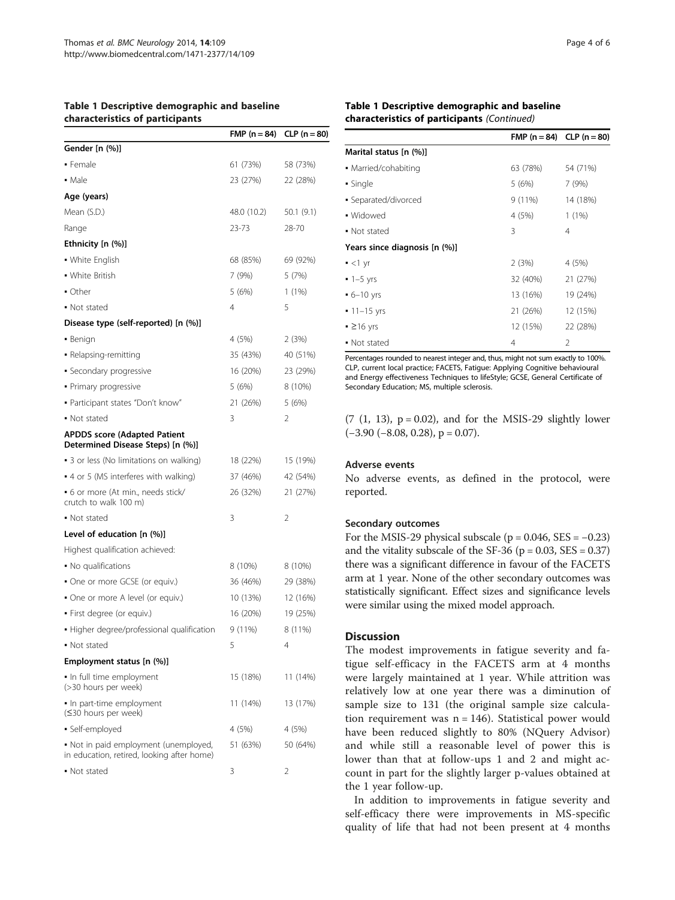**Table 1 Descriptive demographic and baseline characteristics of participants**

| | FMP (n = 84) | CLP (n = 80) |
|---|---|---|
| **Gender [n (%)]** | | |
| ▪ Female | 61 (73%) | 58 (73%) |
| ▪ Male | 23 (27%) | 22 (28%) |
| **Age (years)** | | |
| Mean (S.D.) | 48.0 (10.2) | 50.1 (9.1) |
| Range | 23-73 | 28-70 |
| **Ethnicity [n (%)]** | | |
| ▪ White English | 68 (85%) | 69 (92%) |
| ▪ White British | 7 (9%) | 5 (7%) |
| ▪ Other | 5 (6%) | 1 (1%) |
| ▪ Not stated | 4 | 5 |
| **Disease type (self-reported) [n (%)]** | | |
| ▪ Benign | 4 (5%) | 2 (3%) |
| ▪ Relapsing-remitting | 35 (43%) | 40 (51%) |
| ▪ Secondary progressive | 16 (20%) | 23 (29%) |
| ▪ Primary progressive | 5 (6%) | 8 (10%) |
| ▪ Participant states "Don't know" | 21 (26%) | 5 (6%) |
| ▪ Not stated | 3 | 2 |
| **APDDS score (Adapted Patient Determined Disease Steps) [n (%)]** | | |
| ▪ 3 or less (No limitations on walking) | 18 (22%) | 15 (19%) |
| ▪ 4 or 5 (MS interferes with walking) | 37 (46%) | 42 (54%) |
| ▪ 6 or more (At min., needs stick/ crutch to walk 100 m) | 26 (32%) | 21 (27%) |
| ▪ Not stated | 3 | 2 |
| **Level of education [n (%)]** | | |
| Highest qualification achieved: | | |
| ▪ No qualifications | 8 (10%) | 8 (10%) |
| ▪ One or more GCSE (or equiv.) | 36 (46%) | 29 (38%) |
| ▪ One or more A level (or equiv.) | 10 (13%) | 12 (16%) |
| ▪ First degree (or equiv.) | 16 (20%) | 19 (25%) |
| ▪ Higher degree/professional qualification | 9 (11%) | 8 (11%) |
| ▪ Not stated | 5 | 4 |
| **Employment status [n (%)]** | | |
| ▪ In full time employment (>30 hours per week) | 15 (18%) | 11 (14%) |
| ▪ In part-time employment (≤30 hours per week) | 11 (14%) | 13 (17%) |
| ▪ Self-employed | 4 (5%) | 4 (5%) |
| ▪ Not in paid employment (unemployed, in education, retired, looking after home) | 51 (63%) | 50 (64%) |
| ▪ Not stated | 3 | 2 |
| **Marital status [n (%)]** | | |
| ▪ Married/cohabiting | 63 (78%) | 54 (71%) |
| ▪ Single | 5 (6%) | 7 (9%) |
| ▪ Separated/divorced | 9 (11%) | 14 (18%) |
| ▪ Widowed | 4 (5%) | 1 (1%) |
| ▪ Not stated | 3 | 4 |
| **Years since diagnosis [n (%)]** | | |
| ▪ <1 yr | 2 (3%) | 4 (5%) |
| ▪ 1–5 yrs | 32 (40%) | 21 (27%) |
| ▪ 6–10 yrs | 13 (16%) | 19 (24%) |
| ▪ 11–15 yrs | 21 (26%) | 12 (15%) |
| ▪ ≥16 yrs | 12 (15%) | 22 (28%) |
| ▪ Not stated | 4 | 2 |

Percentages rounded to nearest integer and, thus, might not sum exactly to 100%. CLP, current local practice; FACETS, Fatigue: Applying Cognitive behavioural and Energy effectiveness Techniques to lifeStyle; GCSE, General Certificate of Secondary Education; MS, multiple sclerosis.

(7 (1, 13), $p = 0.02$), and for the MSIS-29 slightly lower (−3.90 (−8.08, 0.28), $p = 0.07$).

### Adverse events

No adverse events, as defined in the protocol, were reported.

### Secondary outcomes

For the MSIS-29 physical subscale ($p = 0.046$, SES = −0.23) and the vitality subscale of the SF-36 ($p = 0.03$, SES = 0.37) there was a significant difference in favour of the FACETS arm at 1 year. None of the other secondary outcomes was statistically significant. Effect sizes and significance levels were similar using the mixed model approach.

## Discussion

The modest improvements in fatigue severity and fatigue self-efficacy in the FACETS arm at 4 months were largely maintained at 1 year. While attrition was relatively low at one year there was a diminution of sample size to 131 (the original sample size calculation requirement was $n = 146$). Statistical power would have been reduced slightly to 80% (NQuery Advisor) and while still a reasonable level of power this is lower than that at follow-ups 1 and 2 and might account in part for the slightly larger p-values obtained at the 1 year follow-up.

In addition to improvements in fatigue severity and self-efficacy there were improvements in MS-specific quality of life that had not been present at 4 months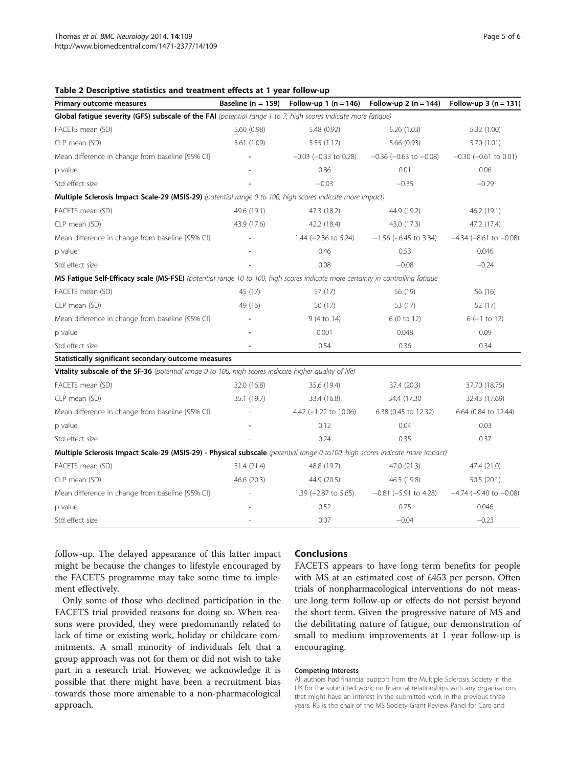**Table 2 Descriptive statistics and treatment effects at 1 year follow-up**

| Primary outcome measures | Baseline (n = 159) | Follow-up 1 (n = 146) | Follow-up 2 (n = 144) | Follow-up 3 (n = 131) |
|---|---|---|---|---|
| **Global fatigue severity (GFS) subscale of the FAI** *(potential range 1 to 7, high scores indicate more fatigue)* | | | | |
| FACETS mean (SD) | 5.60 (0.98) | 5.48 (0.92) | 5.26 (1.03) | 5.32 (1.00) |
| CLP mean (SD) | 5.61 (1.09) | 5.55 (1.17) | 5.66 (0.93) | 5.70 (1.01) |
| Mean difference in change from baseline [95% CI] | - | −0.03 (−0.33 to 0.28) | −0.36 (−0.63 to −0.08) | −0.30 (−0.61 to 0.01) |
| p value | - | 0.86 | 0.01 | 0.06 |
| Std effect size | - | −0.03 | −0.35 | −0.29 |
| **Multiple Sclerosis Impact Scale-29 (MSIS-29)** *(potential range 0 to 100, high scores indicate more impact)* | | | | |
| FACETS mean (SD) | 49.6 (19.1) | 47.3 (18.2) | 44.9 (19.2) | 46.2 (19.1) |
| CLP mean (SD) | 43.9 (17.6) | 42.2 (18.4) | 43.0 (17.3) | 47.2 (17.4) |
| Mean difference in change from baseline [95% CI] | - | 1.44 (−2.36 to 5.24) | −1.56 (−6.45 to 3.34) | −4.34 (−8.61 to −0.08) |
| p value | - | 0.46 | 0.53 | 0.046 |
| Std effect size | - | 0.08 | −0.08 | −0.24 |
| **MS Fatigue Self-Efficacy scale (MS-FSE)** *(potential range 10 to 100, high scores indicate more certainty in controlling fatigue* | | | | |
| FACETS mean (SD) | 45 (17) | 57 (17) | 56 (19) | 56 (16) |
| CLP mean (SD) | 49 (16) | 50 (17) | 53 (17) | 52 (17) |
| Mean difference in change from baseline [95% CI] | - | 9 (4 to 14) | 6 (0 to 12) | 6 (−1 to 12) |
| p value | - | 0.001 | 0.048 | 0.09 |
| Std effect size | - | 0.54 | 0.36 | 0.34 |
| **Statistically significant secondary outcome measures** | | | | |
| **Vitality subscale of the SF-36** *(potential range 0 to 100, high scores indicate higher quality of life)* | | | | |
| FACETS mean (SD) | 32.0 (16.8) | 35.6 (19.4) | 37.4 (20.3) | 37.70 (18.75) |
| CLP mean (SD) | 35.1 (19.7) | 33.4 (16.8) | 34.4 (17.30 | 32.43 (17.69) |
| Mean difference in change from baseline [95% CI] | - | 4.42 (−1.22 to 10.06) | 6.38 (0.45 to 12.32) | 6.64 (0.84 to 12.44) |
| p value | - | 0.12 | 0.04 | 0.03 |
| Std effect size | - | 0.24 | 0.35 | 0.37 |
| **Multiple Sclerosis Impact Scale-29 (MSIS-29) - Physical subscale** *(potential range 0 to100, high scores indicate more impact)* | | | | |
| FACETS mean (SD) | 51.4 (21.4) | 48.8 (19.7) | 47.0 (21.3) | 47.4 (21.0) |
| CLP mean (SD) | 46.6 (20.3) | 44.9 (20.5) | 46.5 (19.8) | 50.5 (20.1) |
| Mean difference in change from baseline [95% CI] | - | 1.39 (−2.87 to 5.65) | −0.81 (−5.91 to 4.28) | −4.74 (−9.40 to −0.08) |
| p value | - | 0.52 | 0.75 | 0.046 |
| Std effect size | - | 0.07 | −0.04 | −0.23 |

follow-up. The delayed appearance of this latter impact might be because the changes to lifestyle encouraged by the FACETS programme may take some time to implement effectively.

Only some of those who declined participation in the FACETS trial provided reasons for doing so. When reasons were provided, they were predominantly related to lack of time or existing work, holiday or childcare commitments. A small minority of individuals felt that a group approach was not for them or did not wish to take part in a research trial. However, we acknowledge it is possible that there might have been a recruitment bias towards those more amenable to a non-pharmacological approach.

## Conclusions

FACETS appears to have long term benefits for people with MS at an estimated cost of £453 per person. Often trials of nonpharmacological interventions do not measure long term follow-up or effects do not persist beyond the short term. Given the progressive nature of MS and the debilitating nature of fatigue, our demonstration of small to medium improvements at 1 year follow-up is encouraging.

#### Competing interests

All authors had financial support from the Multiple Sclerosis Society in the UK for the submitted work; no financial relationships with any organisations that might have an interest in the submitted work in the previous three years. RB is the chair of the MS Society Grant Review Panel for Care and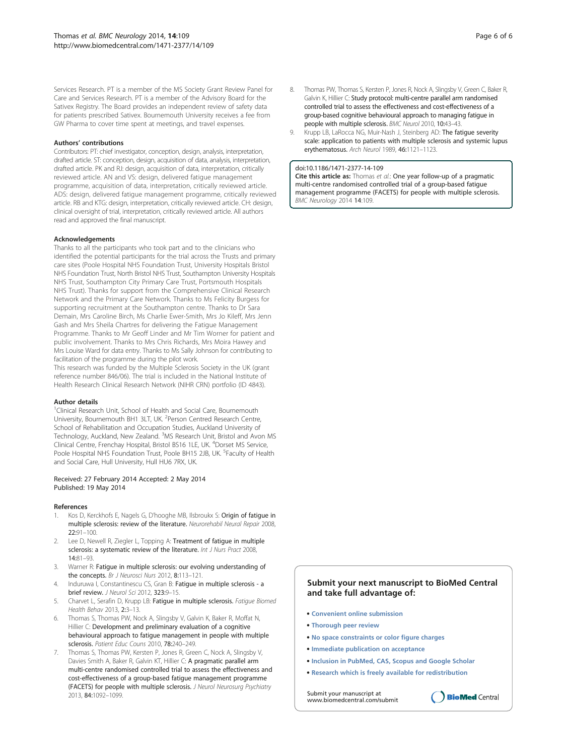Services Research. PT is a member of the MS Society Grant Review Panel for Care and Services Research. PT is a member of the Advisory Board for the Sativex Registry. The Board provides an independent review of safety data for patients prescribed Sativex. Bournemouth University receives a fee from GW Pharma to cover time spent at meetings, and travel expenses.

#### Authors' contributions

Contributors: PT: chief investigator, conception, design, analysis, interpretation, drafted article. ST: conception, design, acquisition of data, analysis, interpretation, drafted article. PK and RJ: design, acquisition of data, interpretation, critically reviewed article. AN and VS: design, delivered fatigue management programme, acquisition of data, interpretation, critically reviewed article. ADS: design, delivered fatigue management programme, critically reviewed article. RB and KTG: design, interpretation, critically reviewed article. CH: design, clinical oversight of trial, interpretation, critically reviewed article. All authors read and approved the final manuscript.

#### Acknowledgements

Thanks to all the participants who took part and to the clinicians who identified the potential participants for the trial across the Trusts and primary care sites (Poole Hospital NHS Foundation Trust, University Hospitals Bristol NHS Foundation Trust, North Bristol NHS Trust, Southampton University Hospitals NHS Trust, Southampton City Primary Care Trust, Portsmouth Hospitals NHS Trust). Thanks for support from the Comprehensive Clinical Research Network and the Primary Care Network. Thanks to Ms Felicity Burgess for supporting recruitment at the Southampton centre. Thanks to Dr Sara Demain, Mrs Caroline Birch, Ms Charlie Ewer-Smith, Mrs Jo Kileff, Mrs Jenn Gash and Mrs Sheila Chartres for delivering the Fatigue Management Programme. Thanks to Mr Geoff Linder and Mr Tim Worner for patient and public involvement. Thanks to Mrs Chris Richards, Mrs Moira Hawey and Mrs Louise Ward for data entry. Thanks to Ms Sally Johnson for contributing to facilitation of the programme during the pilot work.
This research was funded by the Multiple Sclerosis Society in the UK (grant reference number 846/06). The trial is included in the National Institute of Health Research Clinical Research Network (NIHR CRN) portfolio (ID 4843).

#### Author details

[1]Clinical Research Unit, School of Health and Social Care, Bournemouth University, Bournemouth BH1 3LT, UK. [2]Person Centred Research Centre, School of Rehabilitation and Occupation Studies, Auckland University of Technology, Auckland, New Zealand. [3]MS Research Unit, Bristol and Avon MS Clinical Centre, Frenchay Hospital, Bristol BS16 1LE, UK. [4]Dorset MS Service, Poole Hospital NHS Foundation Trust, Poole BH15 2JB, UK. [5]Faculty of Health and Social Care, Hull University, Hull HU6 7RX, UK.

Received: 27 February 2014 Accepted: 2 May 2014
Published: 19 May 2014

#### References

1. Kos D, Kerckhofs E, Nagels G, D'hooghe MB, Ilsbroukx S: **Origin of fatigue in multiple sclerosis: review of the literature.** *Neurorehabil Neural Repair* 2008, **22**:91–100.
2. Lee D, Newell R, Ziegler L, Topping A: **Treatment of fatigue in multiple sclerosis: a systematic review of the literature.** *Int J Nurs Pract* 2008, **14**:81–93.
3. Warner R: **Fatigue in multiple sclerosis: our evolving understanding of the concepts.** *Br J Neurosci Nurs* 2012, **8**:113–121.
4. Induruwa I, Constantinescu CS, Gran B: **Fatigue in multiple sclerosis - a brief review.** *J Neurol Sci* 2012, **323**:9–15.
5. Charvet L, Serafin D, Krupp LB: **Fatigue in multiple sclerosis.** *Fatigue Biomed Health Behav* 2013, **2**:3–13.
6. Thomas S, Thomas PW, Nock A, Slingsby V, Galvin K, Baker R, Moffat N, Hillier C: **Development and preliminary evaluation of a cognitive behavioural approach to fatigue management in people with multiple sclerosis.** *Patient Educ Couns* 2010, **78**:240–249.
7. Thomas S, Thomas PW, Kersten P, Jones R, Green C, Nock A, Slingsby V, Davies Smith A, Baker R, Galvin KT, Hillier C: **A pragmatic parallel arm multi-centre randomised controlled trial to assess the effectiveness and cost-effectiveness of a group-based fatigue management programme (FACETS) for people with multiple sclerosis.** *J Neurol Neurosurg Psychiatry* 2013, **84**:1092–1099.
8. Thomas PW, Thomas S, Kersten P, Jones R, Nock A, Slingsby V, Green C, Baker R, Galvin K, Hillier C: **Study protocol: multi-centre parallel arm randomised controlled trial to assess the effectiveness and cost-effectiveness of a group-based cognitive behavioural approach to managing fatigue in people with multiple sclerosis.** *BMC Neurol* 2010, **10**:43–43.
9. Krupp LB, LaRocca NG, Muir-Nash J, Steinberg AD: **The fatigue severity scale: application to patients with multiple sclerosis and systemic lupus erythematosus.** *Arch Neurol* 1989, **46**:1121–1123.

doi:10.1186/1471-2377-14-109
**Cite this article as:** Thomas *et al.*: One year follow-up of a pragmatic multi-centre randomised controlled trial of a group-based fatigue management programme (FACETS) for people with multiple sclerosis. *BMC Neurology* 2014 **14**:109.

**Submit your next manuscript to BioMed Central and take full advantage of:**

- Convenient online submission
- Thorough peer review
- No space constraints or color figure charges
- Immediate publication on acceptance
- Inclusion in PubMed, CAS, Scopus and Google Scholar
- Research which is freely available for redistribution

Submit your manuscript at
www.biomedcentral.com/submit

BioMed Central